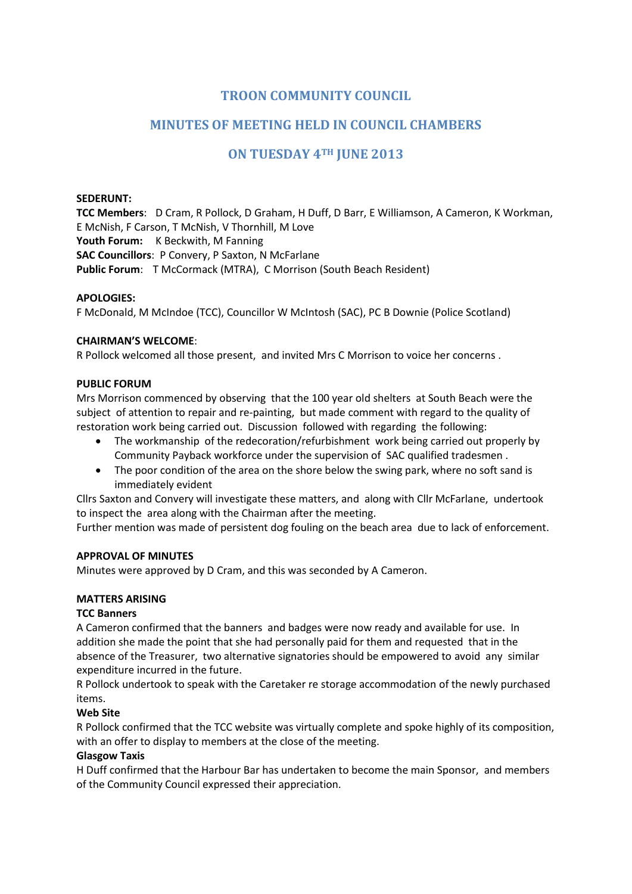# TROON COMMUNITY COUNCIL

## MINUTES OF MEETING HELD IN COUNCIL CHAMBERS

## ON TUESDAY 4TH JUNE 2013

**SEDERUNT:**
**TCC Members**: D Cram, R Pollock, D Graham, H Duff, D Barr, E Williamson, A Cameron, K Workman, E McNish, F Carson, T McNish, V Thornhill, M Love
**Youth Forum:** K Beckwith, M Fanning
**SAC Councillors**: P Convery, P Saxton, N McFarlane
**Public Forum**: T McCormack (MTRA), C Morrison (South Beach Resident)

**APOLOGIES:**
F McDonald, M McIndoe (TCC), Councillor W McIntosh (SAC), PC B Downie (Police Scotland)

**CHAIRMAN'S WELCOME**:
R Pollock welcomed all those present, and invited Mrs C Morrison to voice her concerns .

**PUBLIC FORUM**
Mrs Morrison commenced by observing that the 100 year old shelters at South Beach were the subject of attention to repair and re-painting, but made comment with regard to the quality of restoration work being carried out. Discussion followed with regarding the following:

- The workmanship of the redecoration/refurbishment work being carried out properly by Community Payback workforce under the supervision of SAC qualified tradesmen .
- The poor condition of the area on the shore below the swing park, where no soft sand is immediately evident

Cllrs Saxton and Convery will investigate these matters, and along with Cllr McFarlane, undertook to inspect the area along with the Chairman after the meeting.
Further mention was made of persistent dog fouling on the beach area due to lack of enforcement.

**APPROVAL OF MINUTES**
Minutes were approved by D Cram, and this was seconded by A Cameron.

**MATTERS ARISING**
**TCC Banners**
A Cameron confirmed that the banners and badges were now ready and available for use. In addition she made the point that she had personally paid for them and requested that in the absence of the Treasurer, two alternative signatories should be empowered to avoid any similar expenditure incurred in the future.
R Pollock undertook to speak with the Caretaker re storage accommodation of the newly purchased items.
**Web Site**
R Pollock confirmed that the TCC website was virtually complete and spoke highly of its composition, with an offer to display to members at the close of the meeting.
**Glasgow Taxis**
H Duff confirmed that the Harbour Bar has undertaken to become the main Sponsor, and members of the Community Council expressed their appreciation.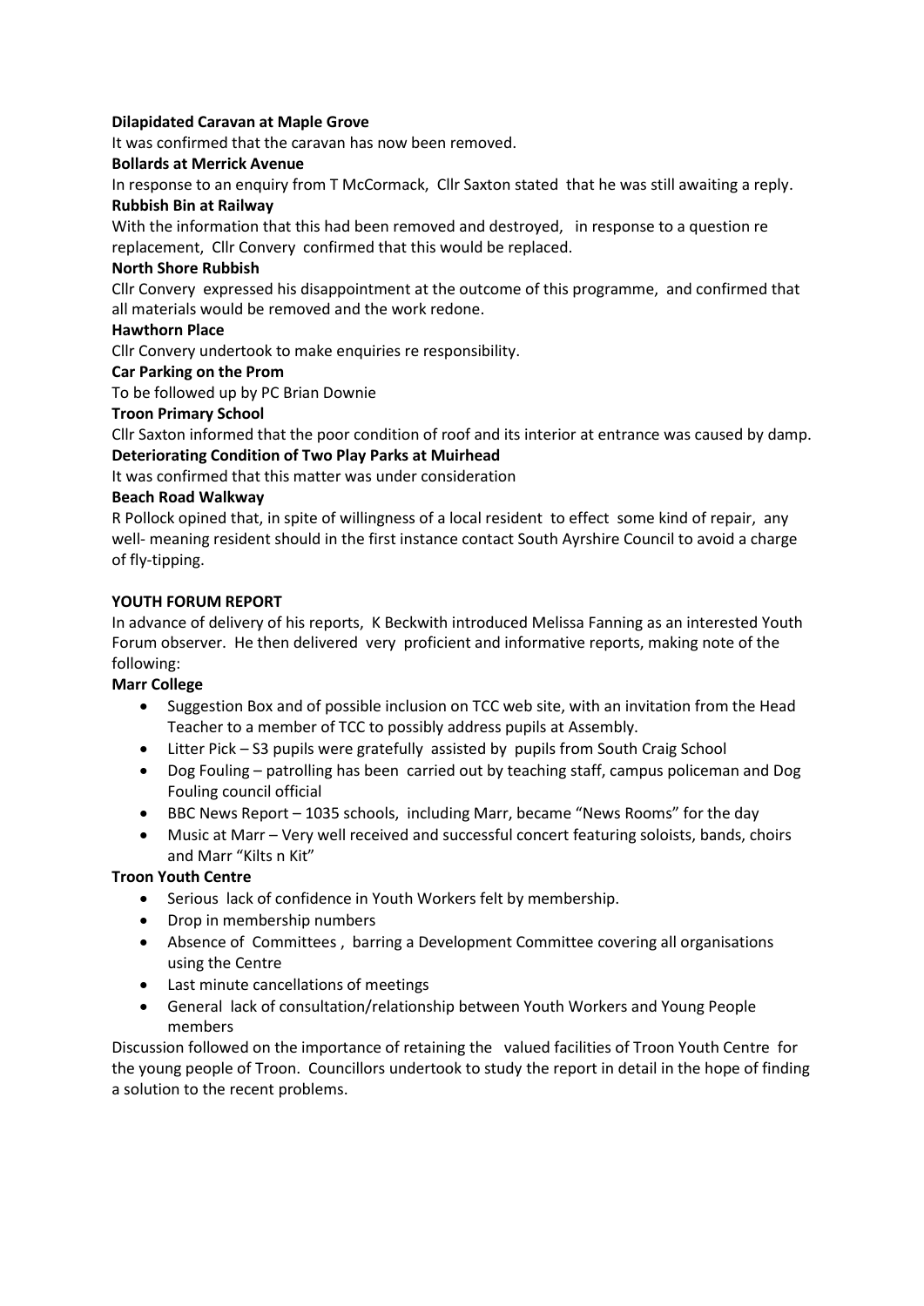**Dilapidated Caravan at Maple Grove**

It was confirmed that the caravan has now been removed.

**Bollards at Merrick Avenue**

In response to an enquiry from T McCormack, Cllr Saxton stated that he was still awaiting a reply.

**Rubbish Bin at Railway**

With the information that this had been removed and destroyed, in response to a question re replacement, Cllr Convery confirmed that this would be replaced.

**North Shore Rubbish**

Cllr Convery expressed his disappointment at the outcome of this programme, and confirmed that all materials would be removed and the work redone.

**Hawthorn Place**

Cllr Convery undertook to make enquiries re responsibility.

**Car Parking on the Prom**

To be followed up by PC Brian Downie

**Troon Primary School**

Cllr Saxton informed that the poor condition of roof and its interior at entrance was caused by damp.

**Deteriorating Condition of Two Play Parks at Muirhead**

It was confirmed that this matter was under consideration

**Beach Road Walkway**

R Pollock opined that, in spite of willingness of a local resident to effect some kind of repair, any well- meaning resident should in the first instance contact South Ayrshire Council to avoid a charge of fly-tipping.

**YOUTH FORUM REPORT**

In advance of delivery of his reports, K Beckwith introduced Melissa Fanning as an interested Youth Forum observer. He then delivered very proficient and informative reports, making note of the following:

**Marr College**

- Suggestion Box and of possible inclusion on TCC web site, with an invitation from the Head Teacher to a member of TCC to possibly address pupils at Assembly.
- Litter Pick – S3 pupils were gratefully assisted by pupils from South Craig School
- Dog Fouling – patrolling has been carried out by teaching staff, campus policeman and Dog Fouling council official
- BBC News Report – 1035 schools, including Marr, became "News Rooms" for the day
- Music at Marr – Very well received and successful concert featuring soloists, bands, choirs and Marr "Kilts n Kit"

**Troon Youth Centre**

- Serious lack of confidence in Youth Workers felt by membership.
- Drop in membership numbers
- Absence of Committees , barring a Development Committee covering all organisations using the Centre
- Last minute cancellations of meetings
- General lack of consultation/relationship between Youth Workers and Young People members

Discussion followed on the importance of retaining the valued facilities of Troon Youth Centre for the young people of Troon. Councillors undertook to study the report in detail in the hope of finding a solution to the recent problems.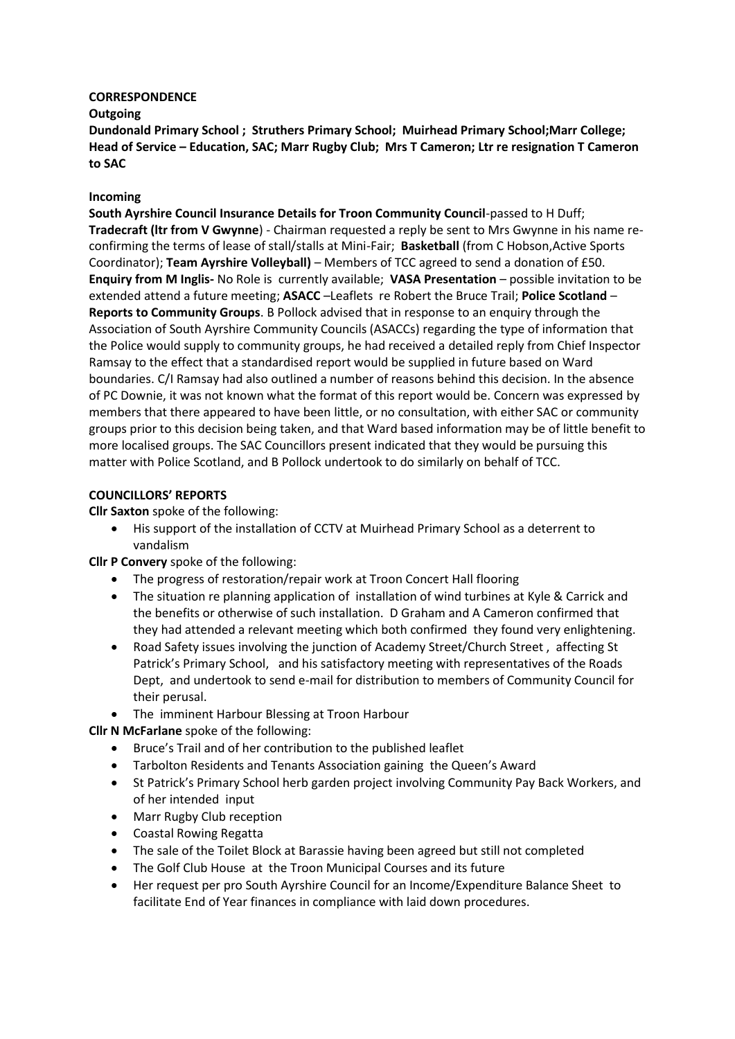**CORRESPONDENCE**

**Outgoing**

**Dundonald Primary School ; Struthers Primary School; Muirhead Primary School;Marr College; Head of Service – Education, SAC; Marr Rugby Club; Mrs T Cameron; Ltr re resignation T Cameron to SAC**

**Incoming**

**South Ayrshire Council Insurance Details for Troon Community Council**-passed to H Duff; **Tradecraft (ltr from V Gwynne**) - Chairman requested a reply be sent to Mrs Gwynne in his name re-confirming the terms of lease of stall/stalls at Mini-Fair; **Basketball** (from C Hobson,Active Sports Coordinator); **Team Ayrshire Volleyball)** – Members of TCC agreed to send a donation of £50. **Enquiry from M Inglis-** No Role is currently available; **VASA Presentation** – possible invitation to be extended attend a future meeting; **ASACC** –Leaflets re Robert the Bruce Trail; **Police Scotland** – **Reports to Community Groups**. B Pollock advised that in response to an enquiry through the Association of South Ayrshire Community Councils (ASACCs) regarding the type of information that the Police would supply to community groups, he had received a detailed reply from Chief Inspector Ramsay to the effect that a standardised report would be supplied in future based on Ward boundaries. C/I Ramsay had also outlined a number of reasons behind this decision. In the absence of PC Downie, it was not known what the format of this report would be. Concern was expressed by members that there appeared to have been little, or no consultation, with either SAC or community groups prior to this decision being taken, and that Ward based information may be of little benefit to more localised groups. The SAC Councillors present indicated that they would be pursuing this matter with Police Scotland, and B Pollock undertook to do similarly on behalf of TCC.

**COUNCILLORS' REPORTS**

**Cllr Saxton** spoke of the following:

- His support of the installation of CCTV at Muirhead Primary School as a deterrent to vandalism

**Cllr P Convery** spoke of the following:

- The progress of restoration/repair work at Troon Concert Hall flooring
- The situation re planning application of installation of wind turbines at Kyle & Carrick and the benefits or otherwise of such installation. D Graham and A Cameron confirmed that they had attended a relevant meeting which both confirmed they found very enlightening.
- Road Safety issues involving the junction of Academy Street/Church Street , affecting St Patrick's Primary School, and his satisfactory meeting with representatives of the Roads Dept, and undertook to send e-mail for distribution to members of Community Council for their perusal.
- The imminent Harbour Blessing at Troon Harbour

**Cllr N McFarlane** spoke of the following:

- Bruce's Trail and of her contribution to the published leaflet
- Tarbolton Residents and Tenants Association gaining the Queen's Award
- St Patrick's Primary School herb garden project involving Community Pay Back Workers, and of her intended input
- Marr Rugby Club reception
- Coastal Rowing Regatta
- The sale of the Toilet Block at Barassie having been agreed but still not completed
- The Golf Club House at the Troon Municipal Courses and its future
- Her request per pro South Ayrshire Council for an Income/Expenditure Balance Sheet to facilitate End of Year finances in compliance with laid down procedures.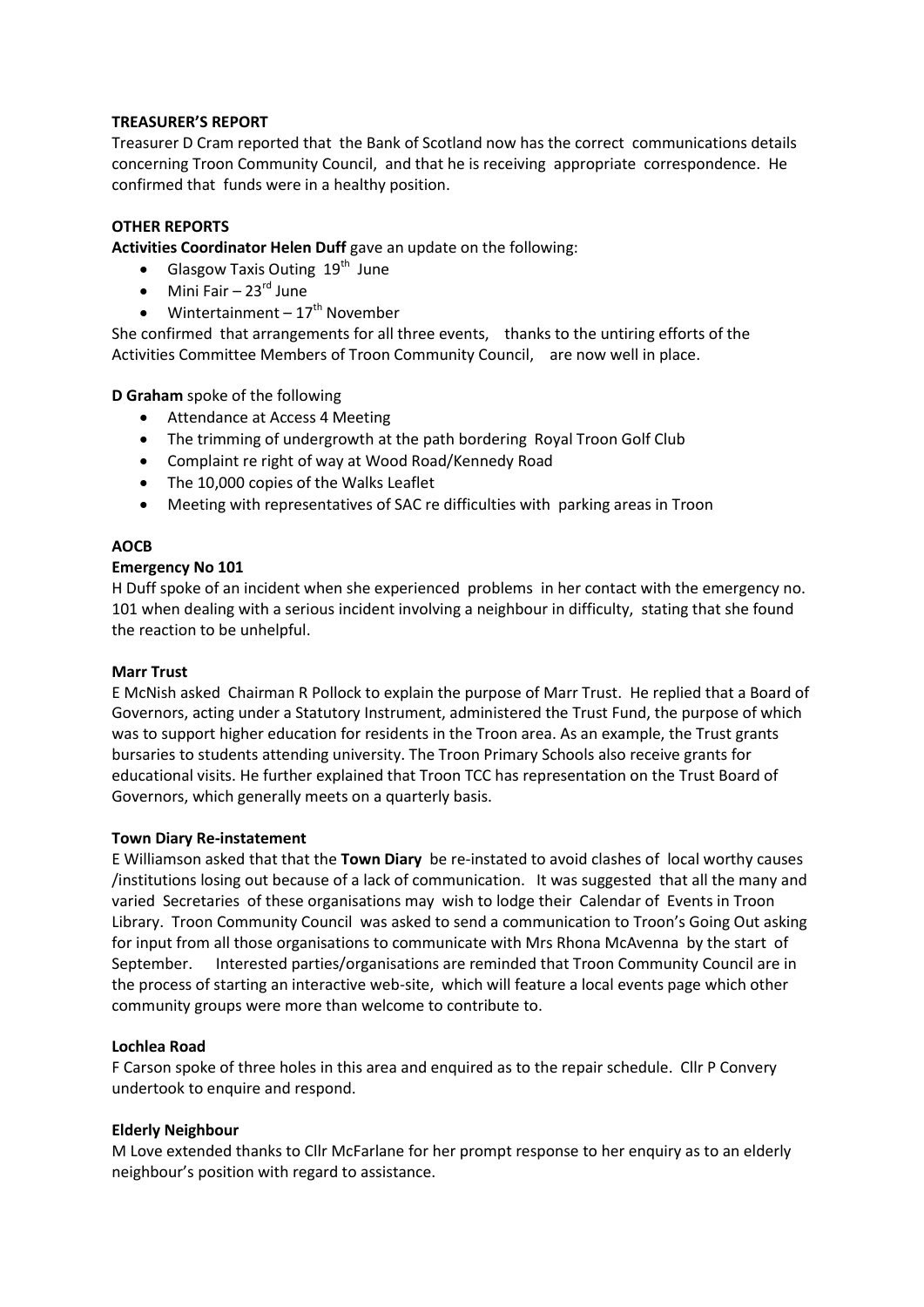**TREASURER'S REPORT**

Treasurer D Cram reported that the Bank of Scotland now has the correct communications details concerning Troon Community Council, and that he is receiving appropriate correspondence. He confirmed that funds were in a healthy position.

**OTHER REPORTS**

**Activities Coordinator Helen Duff** gave an update on the following:

- Glasgow Taxis Outing 19th June
- Mini Fair – 23rd June
- Wintertainment – 17th November

She confirmed that arrangements for all three events, thanks to the untiring efforts of the Activities Committee Members of Troon Community Council, are now well in place.

**D Graham** spoke of the following

- Attendance at Access 4 Meeting
- The trimming of undergrowth at the path bordering Royal Troon Golf Club
- Complaint re right of way at Wood Road/Kennedy Road
- The 10,000 copies of the Walks Leaflet
- Meeting with representatives of SAC re difficulties with parking areas in Troon

**AOCB**

**Emergency No 101**

H Duff spoke of an incident when she experienced problems in her contact with the emergency no. 101 when dealing with a serious incident involving a neighbour in difficulty, stating that she found the reaction to be unhelpful.

**Marr Trust**

E McNish asked Chairman R Pollock to explain the purpose of Marr Trust. He replied that a Board of Governors, acting under a Statutory Instrument, administered the Trust Fund, the purpose of which was to support higher education for residents in the Troon area. As an example, the Trust grants bursaries to students attending university. The Troon Primary Schools also receive grants for educational visits. He further explained that Troon TCC has representation on the Trust Board of Governors, which generally meets on a quarterly basis.

**Town Diary Re-instatement**

E Williamson asked that that the **Town Diary** be re-instated to avoid clashes of local worthy causes /institutions losing out because of a lack of communication. It was suggested that all the many and varied Secretaries of these organisations may wish to lodge their Calendar of Events in Troon Library. Troon Community Council was asked to send a communication to Troon's Going Out asking for input from all those organisations to communicate with Mrs Rhona McAvenna by the start of September. Interested parties/organisations are reminded that Troon Community Council are in the process of starting an interactive web-site, which will feature a local events page which other community groups were more than welcome to contribute to.

**Lochlea Road**

F Carson spoke of three holes in this area and enquired as to the repair schedule. Cllr P Convery undertook to enquire and respond.

**Elderly Neighbour**

M Love extended thanks to Cllr McFarlane for her prompt response to her enquiry as to an elderly neighbour's position with regard to assistance.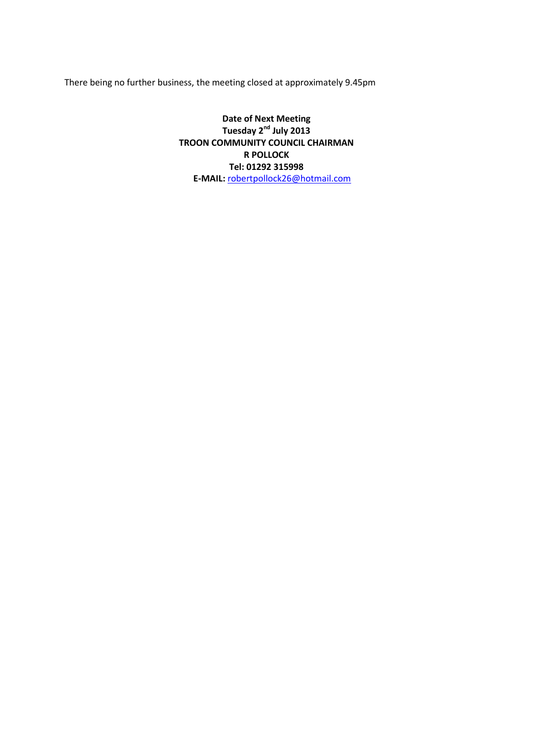There being no further business, the meeting closed at approximately 9.45pm

**Date of Next Meeting**
**Tuesday 2nd July 2013**
**TROON COMMUNITY COUNCIL CHAIRMAN**
**R POLLOCK**
**Tel: 01292 315998**
**E-MAIL:** robertpollock26@hotmail.com